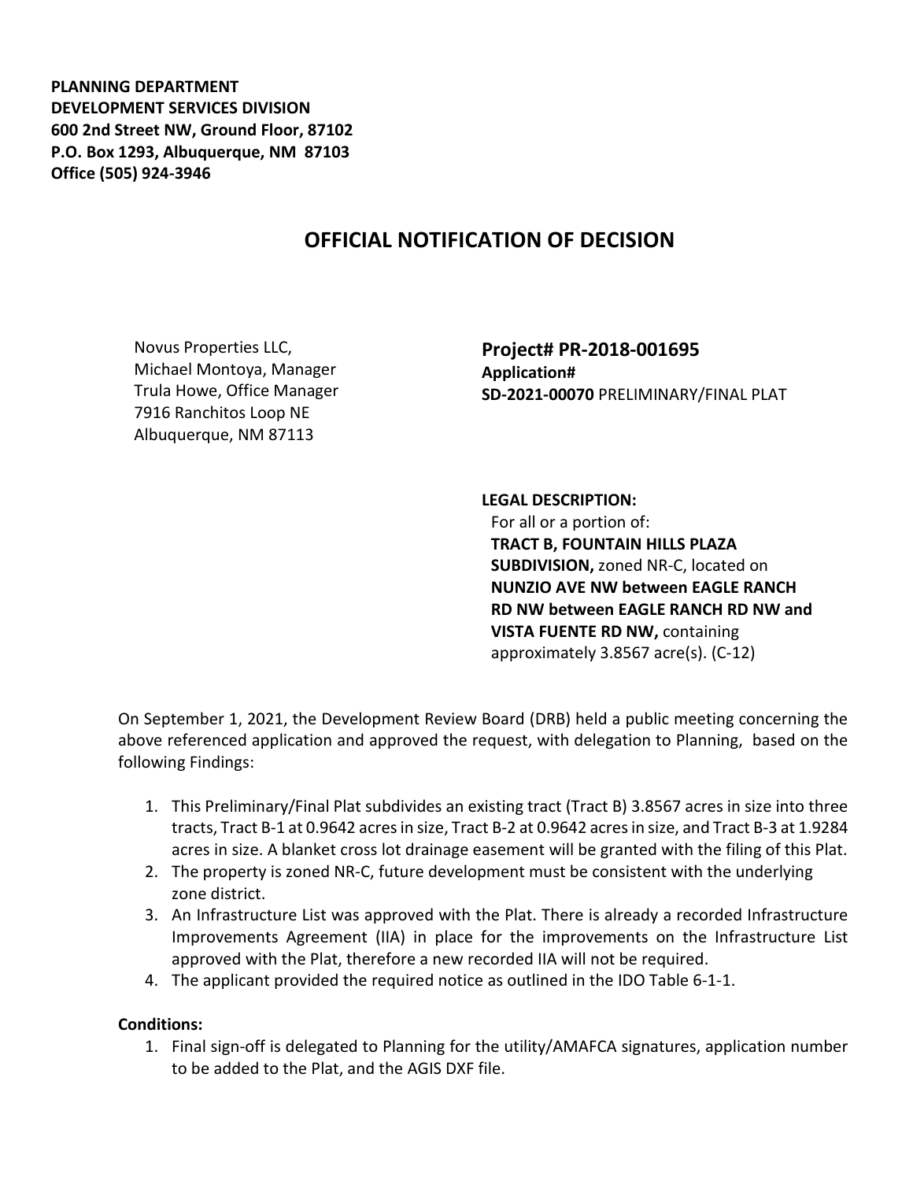**PLANNING DEPARTMENT**
**DEVELOPMENT SERVICES DIVISION**
**600 2nd Street NW, Ground Floor, 87102**
**P.O. Box 1293, Albuquerque, NM 87103**
**Office (505) 924-3946**

# OFFICIAL NOTIFICATION OF DECISION

Novus Properties LLC,
Michael Montoya, Manager
Trula Howe, Office Manager
7916 Ranchitos Loop NE
Albuquerque, NM 87113

**Project# PR-2018-001695**
**Application#**
**SD-2021-00070** PRELIMINARY/FINAL PLAT

**LEGAL DESCRIPTION:**
For all or a portion of:
**TRACT B, FOUNTAIN HILLS PLAZA SUBDIVISION,** zoned NR-C, located on **NUNZIO AVE NW between EAGLE RANCH RD NW between EAGLE RANCH RD NW and VISTA FUENTE RD NW,** containing approximately 3.8567 acre(s). (C-12)

On September 1, 2021, the Development Review Board (DRB) held a public meeting concerning the above referenced application and approved the request, with delegation to Planning, based on the following Findings:

1. This Preliminary/Final Plat subdivides an existing tract (Tract B) 3.8567 acres in size into three tracts, Tract B-1 at 0.9642 acres in size, Tract B-2 at 0.9642 acres in size, and Tract B-3 at 1.9284 acres in size. A blanket cross lot drainage easement will be granted with the filing of this Plat.
2. The property is zoned NR-C, future development must be consistent with the underlying zone district.
3. An Infrastructure List was approved with the Plat. There is already a recorded Infrastructure Improvements Agreement (IIA) in place for the improvements on the Infrastructure List approved with the Plat, therefore a new recorded IIA will not be required.
4. The applicant provided the required notice as outlined in the IDO Table 6-1-1.

**Conditions:**

1. Final sign-off is delegated to Planning for the utility/AMAFCA signatures, application number to be added to the Plat, and the AGIS DXF file.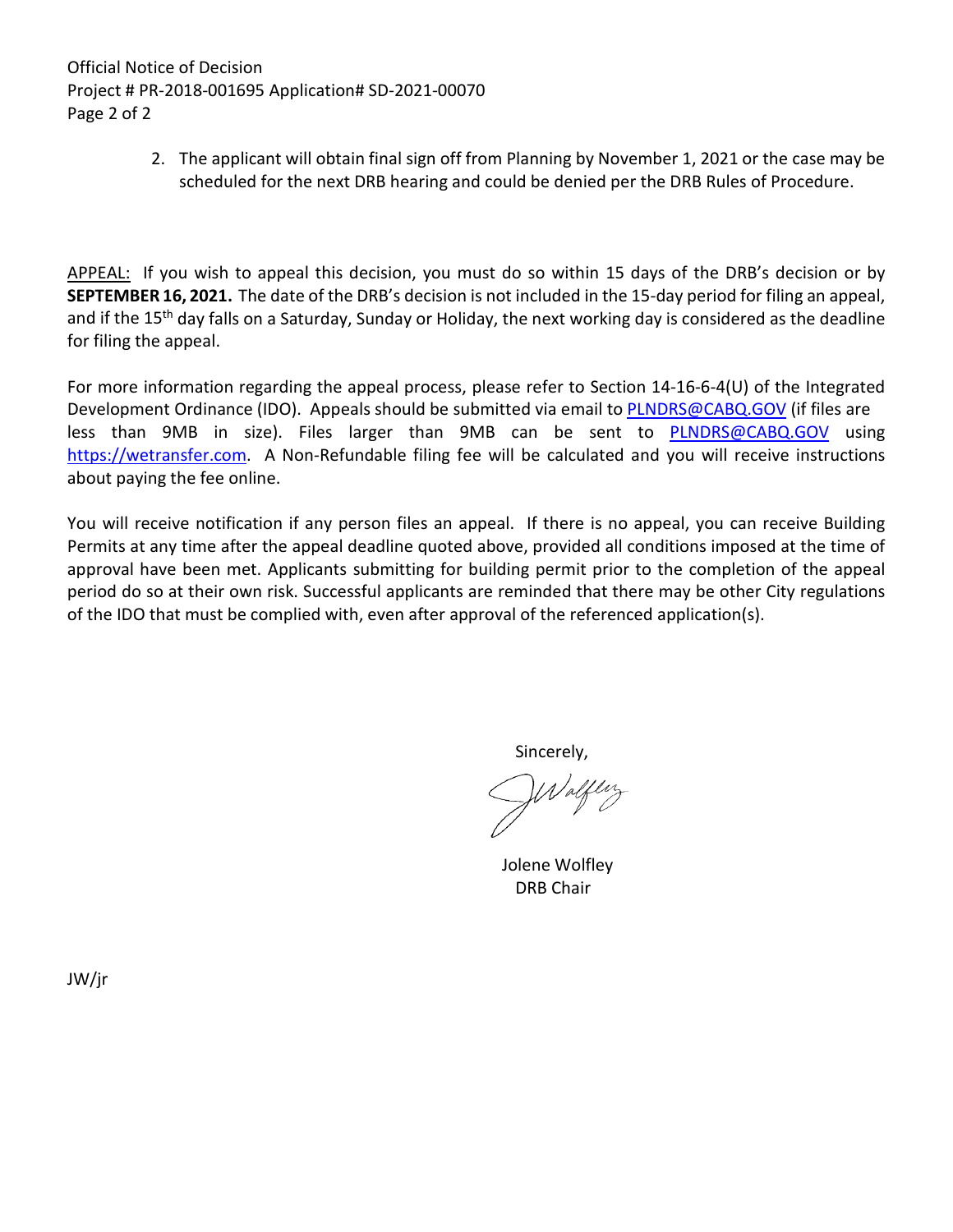2. The applicant will obtain final sign off from Planning by November 1, 2021 or the case may be scheduled for the next DRB hearing and could be denied per the DRB Rules of Procedure.

APPEAL: If you wish to appeal this decision, you must do so within 15 days of the DRB's decision or by **SEPTEMBER 16, 2021.** The date of the DRB's decision is not included in the 15-day period for filing an appeal, and if the 15th day falls on a Saturday, Sunday or Holiday, the next working day is considered as the deadline for filing the appeal.

For more information regarding the appeal process, please refer to Section 14-16-6-4(U) of the Integrated Development Ordinance (IDO). Appeals should be submitted via email to PLNDRS@CABQ.GOV (if files are less than 9MB in size). Files larger than 9MB can be sent to PLNDRS@CABQ.GOV using https://wetransfer.com. A Non-Refundable filing fee will be calculated and you will receive instructions about paying the fee online.

You will receive notification if any person files an appeal. If there is no appeal, you can receive Building Permits at any time after the appeal deadline quoted above, provided all conditions imposed at the time of approval have been met. Applicants submitting for building permit prior to the completion of the appeal period do so at their own risk. Successful applicants are reminded that there may be other City regulations of the IDO that must be complied with, even after approval of the referenced application(s).

Sincerely,

JWolfley

Jolene Wolfley
DRB Chair

JW/jr